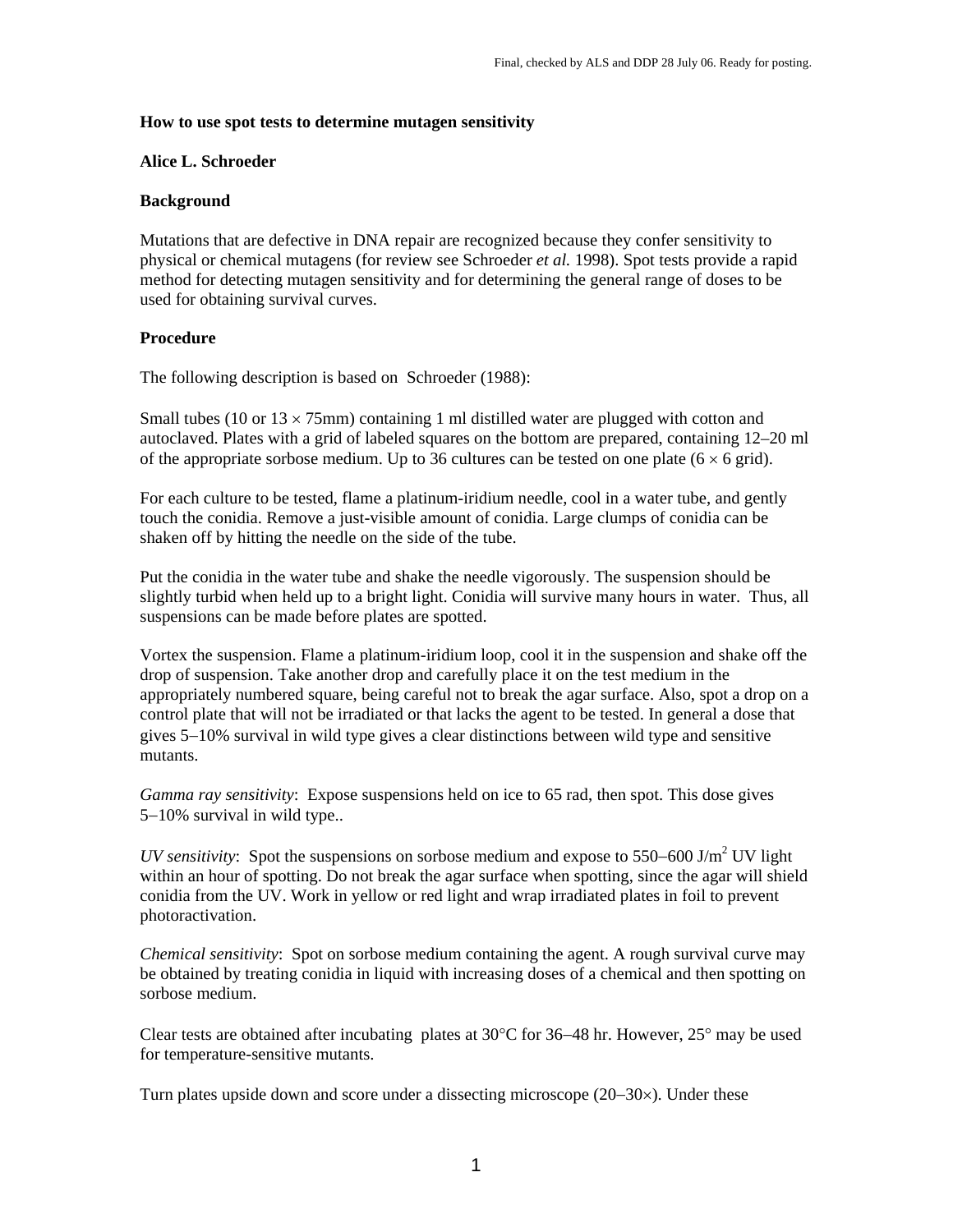Final, checked by ALS and DDP 28 July 06. Ready for posting.

**How to use spot tests to determine mutagen sensitivity**

**Alice L. Schroeder**

## Background

Mutations that are defective in DNA repair are recognized because they confer sensitivity to physical or chemical mutagens (for review see Schroeder *et al.* 1998). Spot tests provide a rapid method for detecting mutagen sensitivity and for determining the general range of doses to be used for obtaining survival curves.

## Procedure

The following description is based on Schroeder (1988):

Small tubes (10 or 13 × 75mm) containing 1 ml distilled water are plugged with cotton and autoclaved. Plates with a grid of labeled squares on the bottom are prepared, containing 12–20 ml of the appropriate sorbose medium. Up to 36 cultures can be tested on one plate (6 × 6 grid).

For each culture to be tested, flame a platinum-iridium needle, cool in a water tube, and gently touch the conidia. Remove a just-visible amount of conidia. Large clumps of conidia can be shaken off by hitting the needle on the side of the tube.

Put the conidia in the water tube and shake the needle vigorously. The suspension should be slightly turbid when held up to a bright light. Conidia will survive many hours in water. Thus, all suspensions can be made before plates are spotted.

Vortex the suspension. Flame a platinum-iridium loop, cool it in the suspension and shake off the drop of suspension. Take another drop and carefully place it on the test medium in the appropriately numbered square, being careful not to break the agar surface. Also, spot a drop on a control plate that will not be irradiated or that lacks the agent to be tested. In general a dose that gives 5−10% survival in wild type gives a clear distinctions between wild type and sensitive mutants.

*Gamma ray sensitivity*: Expose suspensions held on ice to 65 rad, then spot. This dose gives 5−10% survival in wild type..

*UV sensitivity*: Spot the suspensions on sorbose medium and expose to 550−600 $J/m^2$ UV light within an hour of spotting. Do not break the agar surface when spotting, since the agar will shield conidia from the UV. Work in yellow or red light and wrap irradiated plates in foil to prevent photoractivation.

*Chemical sensitivity*: Spot on sorbose medium containing the agent. A rough survival curve may be obtained by treating conidia in liquid with increasing doses of a chemical and then spotting on sorbose medium.

Clear tests are obtained after incubating plates at 30°C for 36−48 hr. However, 25° may be used for temperature-sensitive mutants.

Turn plates upside down and score under a dissecting microscope (20−30×). Under these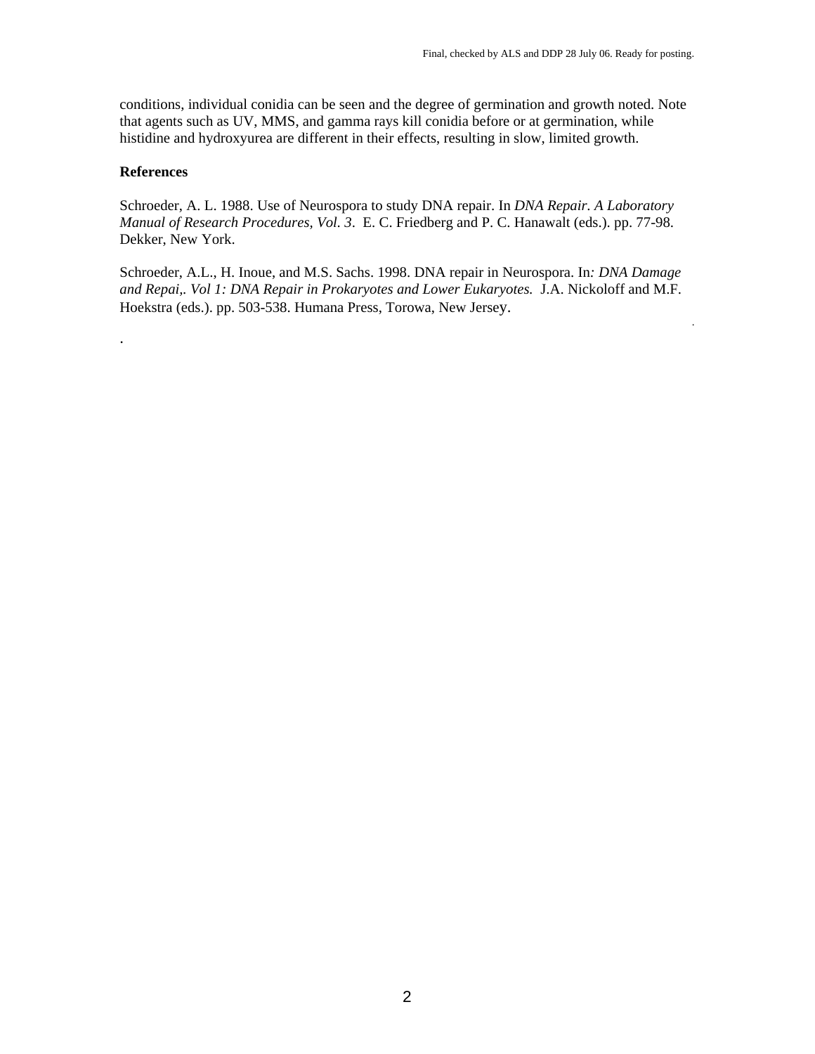conditions, individual conidia can be seen and the degree of germination and growth noted. Note that agents such as UV, MMS, and gamma rays kill conidia before or at germination, while histidine and hydroxyurea are different in their effects, resulting in slow, limited growth.

**References**

Schroeder, A. L. 1988. Use of Neurospora to study DNA repair. In *DNA Repair. A Laboratory Manual of Research Procedures, Vol. 3*. E. C. Friedberg and P. C. Hanawalt (eds.). pp. 77-98. Dekker, New York.

Schroeder, A.L., H. Inoue, and M.S. Sachs. 1998. DNA repair in Neurospora. In*: DNA Damage and Repai,. Vol 1: DNA Repair in Prokaryotes and Lower Eukaryotes.* J.A. Nickoloff and M.F. Hoekstra (eds.). pp. 503-538. Humana Press, Torowa, New Jersey.

.